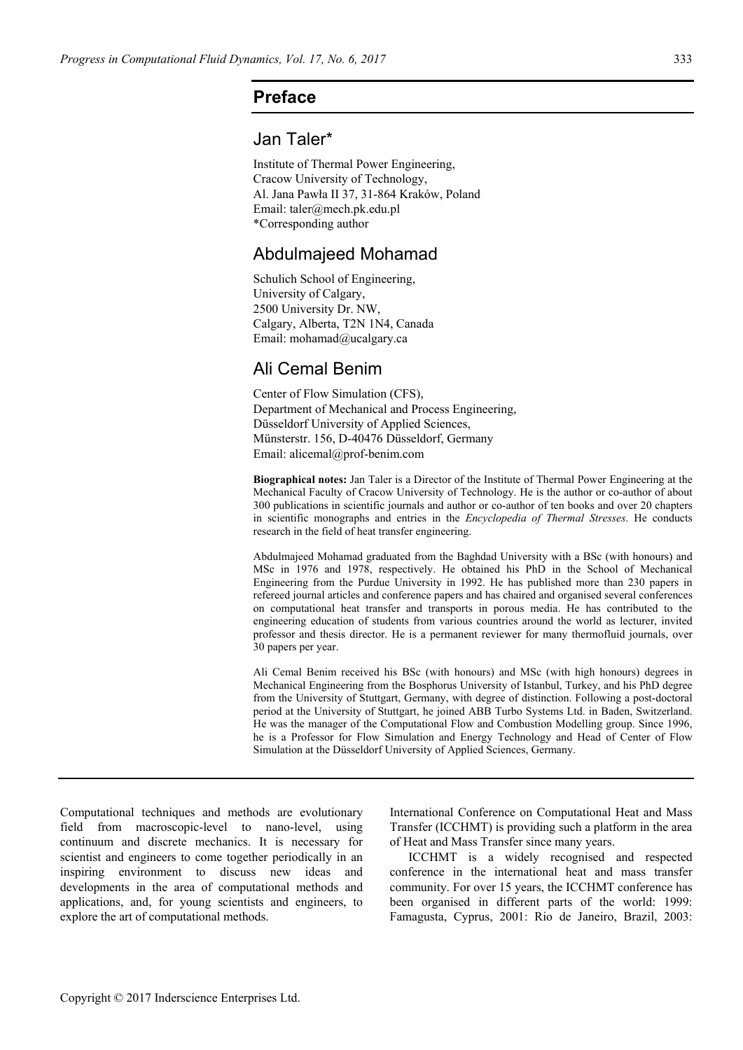# Preface

## Jan Taler*

Institute of Thermal Power Engineering,
Cracow University of Technology,
Al. Jana Pawła II 37, 31-864 Kraków, Poland
Email: taler@mech.pk.edu.pl
*Corresponding author

## Abdulmajeed Mohamad

Schulich School of Engineering,
University of Calgary,
2500 University Dr. NW,
Calgary, Alberta, T2N 1N4, Canada
Email: mohamad@ucalgary.ca

## Ali Cemal Benim

Center of Flow Simulation (CFS),
Department of Mechanical and Process Engineering,
Düsseldorf University of Applied Sciences,
Münsterstr. 156, D-40476 Düsseldorf, Germany
Email: alicemal@prof-benim.com

**Biographical notes:** Jan Taler is a Director of the Institute of Thermal Power Engineering at the Mechanical Faculty of Cracow University of Technology. He is the author or co-author of about 300 publications in scientific journals and author or co-author of ten books and over 20 chapters in scientific monographs and entries in the *Encyclopedia of Thermal Stresses*. He conducts research in the field of heat transfer engineering.

Abdulmajeed Mohamad graduated from the Baghdad University with a BSc (with honours) and MSc in 1976 and 1978, respectively. He obtained his PhD in the School of Mechanical Engineering from the Purdue University in 1992. He has published more than 230 papers in refereed journal articles and conference papers and has chaired and organised several conferences on computational heat transfer and transports in porous media. He has contributed to the engineering education of students from various countries around the world as lecturer, invited professor and thesis director. He is a permanent reviewer for many thermofluid journals, over 30 papers per year.

Ali Cemal Benim received his BSc (with honours) and MSc (with high honours) degrees in Mechanical Engineering from the Bosphorus University of Istanbul, Turkey, and his PhD degree from the University of Stuttgart, Germany, with degree of distinction. Following a post-doctoral period at the University of Stuttgart, he joined ABB Turbo Systems Ltd. in Baden, Switzerland. He was the manager of the Computational Flow and Combustion Modelling group. Since 1996, he is a Professor for Flow Simulation and Energy Technology and Head of Center of Flow Simulation at the Düsseldorf University of Applied Sciences, Germany.

---

Computational techniques and methods are evolutionary field from macroscopic-level to nano-level, using continuum and discrete mechanics. It is necessary for scientist and engineers to come together periodically in an inspiring environment to discuss new ideas and developments in the area of computational methods and applications, and, for young scientists and engineers, to explore the art of computational methods. International Conference on Computational Heat and Mass Transfer (ICCHMT) is providing such a platform in the area of Heat and Mass Transfer since many years.

ICCHMT is a widely recognised and respected conference in the international heat and mass transfer community. For over 15 years, the ICCHMT conference has been organised in different parts of the world: 1999: Famagusta, Cyprus, 2001: Rio de Janeiro, Brazil, 2003: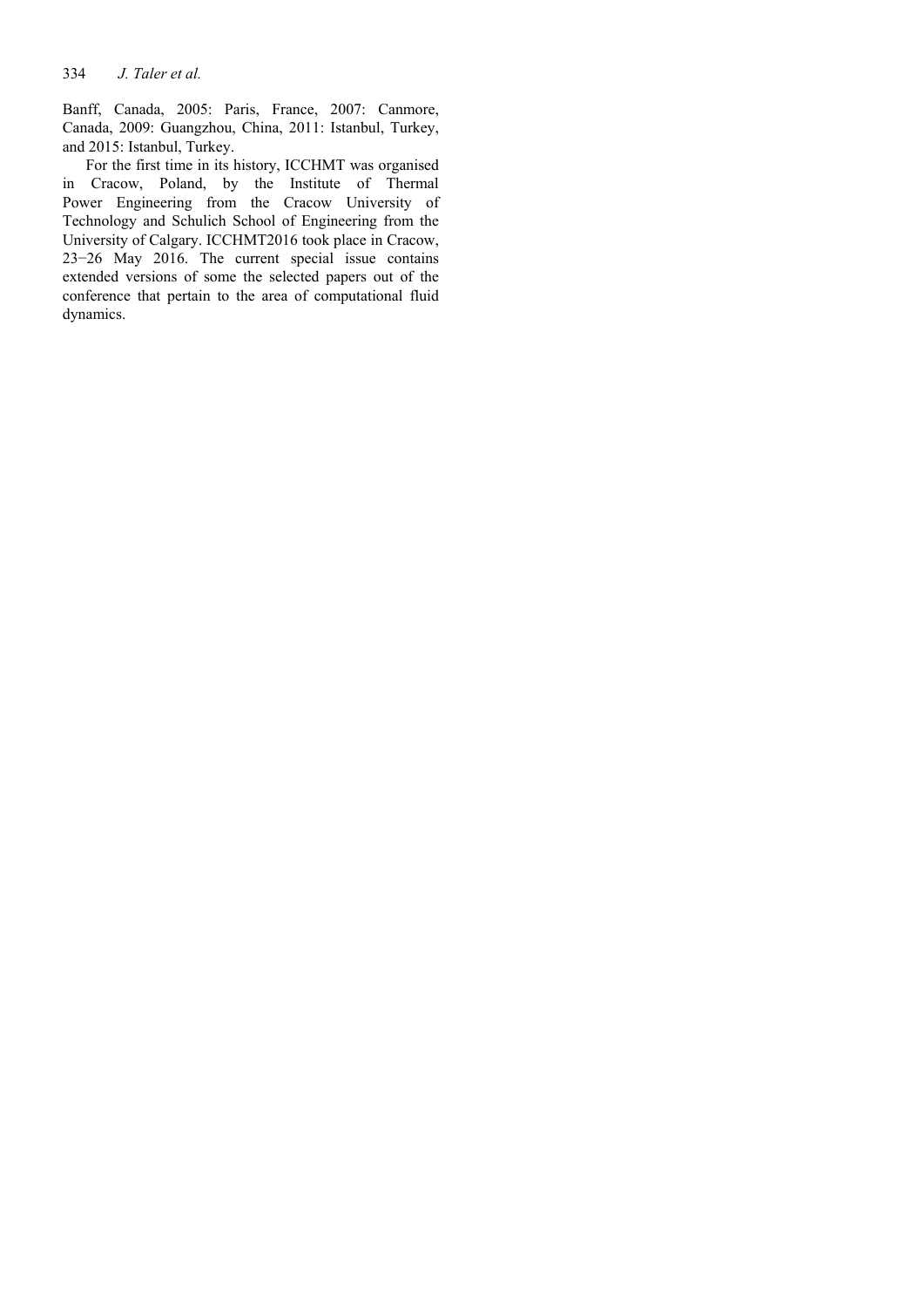Banff, Canada, 2005: Paris, France, 2007: Canmore, Canada, 2009: Guangzhou, China, 2011: Istanbul, Turkey, and 2015: Istanbul, Turkey.

For the first time in its history, ICCHMT was organised in Cracow, Poland, by the Institute of Thermal Power Engineering from the Cracow University of Technology and Schulich School of Engineering from the University of Calgary. ICCHMT2016 took place in Cracow, 23−26 May 2016. The current special issue contains extended versions of some the selected papers out of the conference that pertain to the area of computational fluid dynamics.